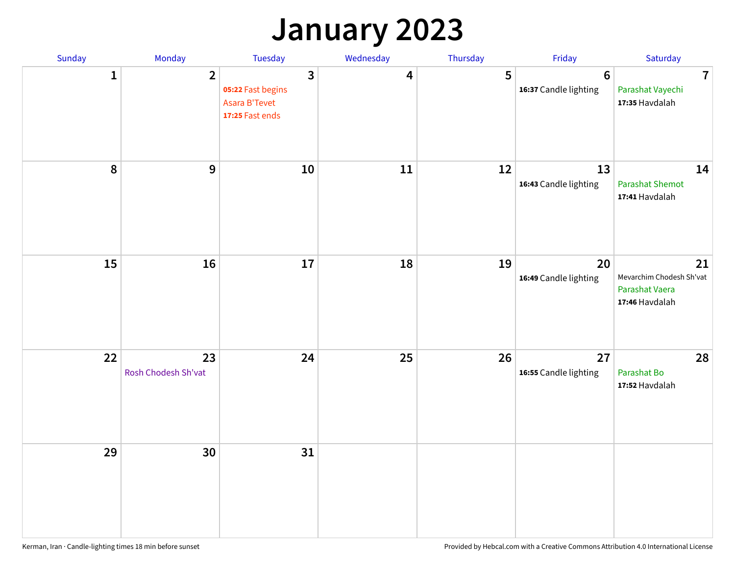# January 2023

| Sunday | Monday | Tuesday | Wednesday | Thursday | Friday | Saturday |
|---|---|---|---|---|---|---|
| 1 | 2 | 3<br>**05:22** Fast begins<br>Asara B'Tevet<br>**17:25** Fast ends | 4 | 5 | 6<br>**16:37** Candle lighting | 7<br>Parashat Vayechi<br>**17:35** Havdalah |
| 8 | 9 | 10 | 11 | 12 | 13<br>**16:43** Candle lighting | 14<br>Parashat Shemot<br>**17:41** Havdalah |
| 15 | 16 | 17 | 18 | 19 | 20<br>**16:49** Candle lighting | 21<br>Mevarchim Chodesh Sh'vat<br>Parashat Vaera<br>**17:46** Havdalah |
| 22 | 23<br>Rosh Chodesh Sh'vat | 24 | 25 | 26 | 27<br>**16:55** Candle lighting | 28<br>Parashat Bo<br>**17:52** Havdalah |
| 29 | 30 | 31 | | | | |

Kerman, Iran · Candle-lighting times 18 min before sunset

Provided by Hebcal.com with a Creative Commons Attribution 4.0 International License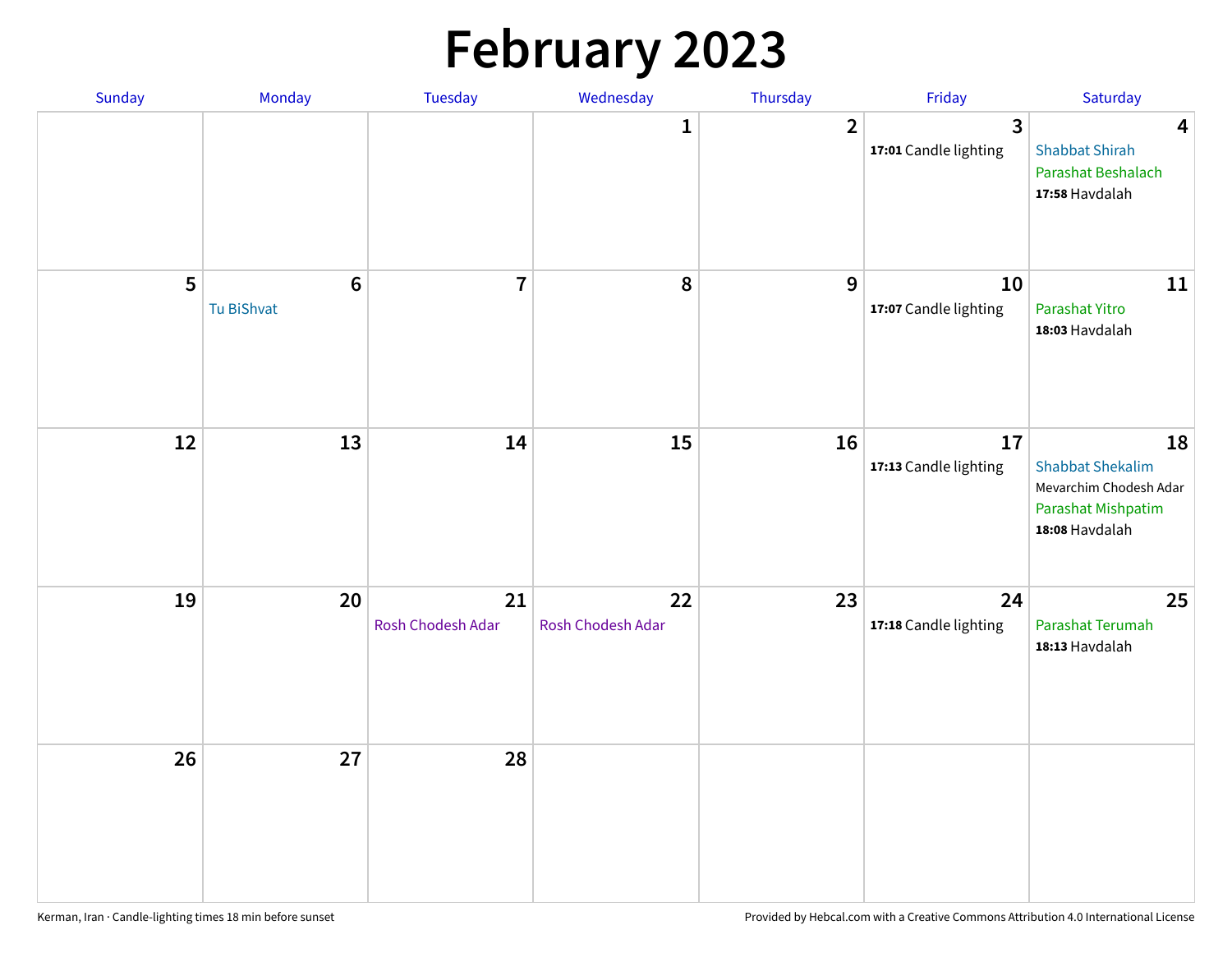# February 2023

| Sunday | Monday | Tuesday | Wednesday | Thursday | Friday | Saturday |
|---|---|---|---|---|---|---|
| | | | 1 | 2 | 3<br>**17:01** Candle lighting | 4<br>Shabbat Shirah<br>Parashat Beshalach<br>**17:58** Havdalah |
| 5 | 6<br>Tu BiShvat | 7 | 8 | 9 | 10<br>**17:07** Candle lighting | 11<br>Parashat Yitro<br>**18:03** Havdalah |
| 12 | 13 | 14 | 15 | 16 | 17<br>**17:13** Candle lighting | 18<br>Shabbat Shekalim<br>Mevarchim Chodesh Adar<br>Parashat Mishpatim<br>**18:08** Havdalah |
| 19 | 20 | 21<br>Rosh Chodesh Adar | 22<br>Rosh Chodesh Adar | 23 | 24<br>**17:18** Candle lighting | 25<br>Parashat Terumah<br>**18:13** Havdalah |
| 26 | 27 | 28 | | | | |

Kerman, Iran · Candle-lighting times 18 min before sunset

Provided by Hebcal.com with a Creative Commons Attribution 4.0 International License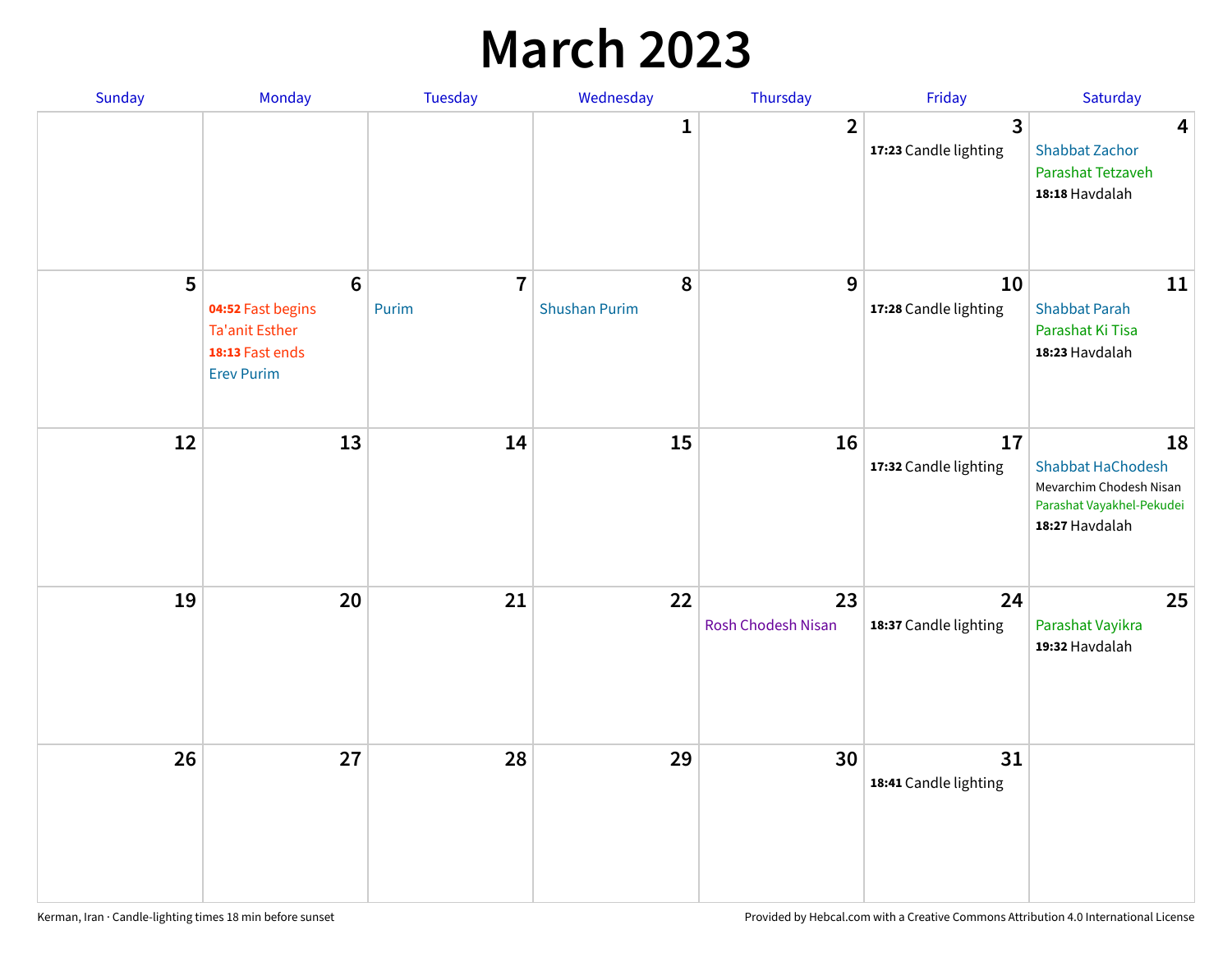# March 2023

| Sunday | Monday | Tuesday | Wednesday | Thursday | Friday | Saturday |
|---|---|---|---|---|---|---|
| | | | 1 | 2 | 3<br>**17:23** Candle lighting | 4<br>Shabbat Zachor<br>Parashat Tetzaveh<br>**18:18** Havdalah |
| 5 | 6<br>**04:52** Fast begins<br>Ta'anit Esther<br>**18:13** Fast ends<br>Erev Purim | 7<br>Purim | 8<br>Shushan Purim | 9 | 10<br>**17:28** Candle lighting | 11<br>Shabbat Parah<br>Parashat Ki Tisa<br>**18:23** Havdalah |
| 12 | 13 | 14 | 15 | 16 | 17<br>**17:32** Candle lighting | 18<br>Shabbat HaChodesh<br>Mevarchim Chodesh Nisan<br>Parashat Vayakhel-Pekudei<br>**18:27** Havdalah |
| 19 | 20 | 21 | 22 | 23<br>Rosh Chodesh Nisan | 24<br>**18:37** Candle lighting | 25<br>Parashat Vayikra<br>**19:32** Havdalah |
| 26 | 27 | 28 | 29 | 30 | 31<br>**18:41** Candle lighting | |

Kerman, Iran · Candle-lighting times 18 min before sunset

Provided by Hebcal.com with a Creative Commons Attribution 4.0 International License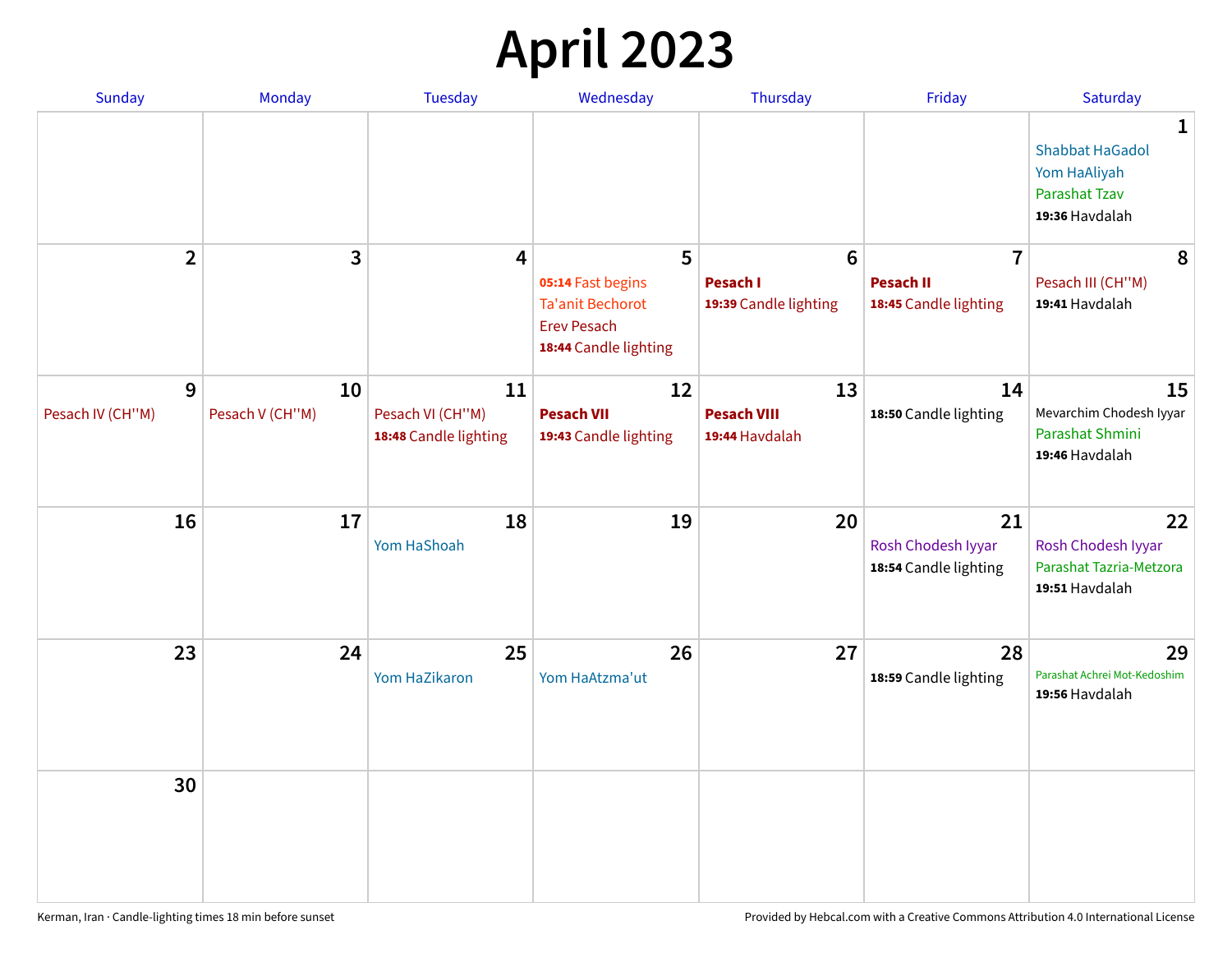# April 2023

| Sunday | Monday | Tuesday | Wednesday | Thursday | Friday | Saturday |
|---|---|---|---|---|---|---|
| | | | | | | 1<br>Shabbat HaGadol<br>Yom HaAliyah<br>Parashat Tzav<br>**19:36** Havdalah |
| 2 | 3 | 4 | 5<br>**05:14** Fast begins<br>Ta'anit Bechorot<br>Erev Pesach<br>**18:44** Candle lighting | 6<br>**Pesach I**<br>**19:39** Candle lighting | 7<br>**Pesach II**<br>**18:45** Candle lighting | 8<br>Pesach III (CH''M)<br>**19:41** Havdalah |
| 9<br>Pesach IV (CH''M) | 10<br>Pesach V (CH''M) | 11<br>Pesach VI (CH''M)<br>**18:48** Candle lighting | 12<br>**Pesach VII**<br>**19:43** Candle lighting | 13<br>**Pesach VIII**<br>**19:44** Havdalah | 14<br>**18:50** Candle lighting | 15<br>Mevarchim Chodesh Iyyar<br>Parashat Shmini<br>**19:46** Havdalah |
| 16 | 17 | 18<br>Yom HaShoah | 19 | 20 | 21<br>Rosh Chodesh Iyyar<br>**18:54** Candle lighting | 22<br>Rosh Chodesh Iyyar<br>Parashat Tazria-Metzora<br>**19:51** Havdalah |
| 23 | 24 | 25<br>Yom HaZikaron | 26<br>Yom HaAtzma'ut | 27 | 28<br>**18:59** Candle lighting | 29<br>Parashat Achrei Mot-Kedoshim<br>**19:56** Havdalah |
| 30 | | | | | | |

Kerman, Iran · Candle-lighting times 18 min before sunset

Provided by Hebcal.com with a Creative Commons Attribution 4.0 International License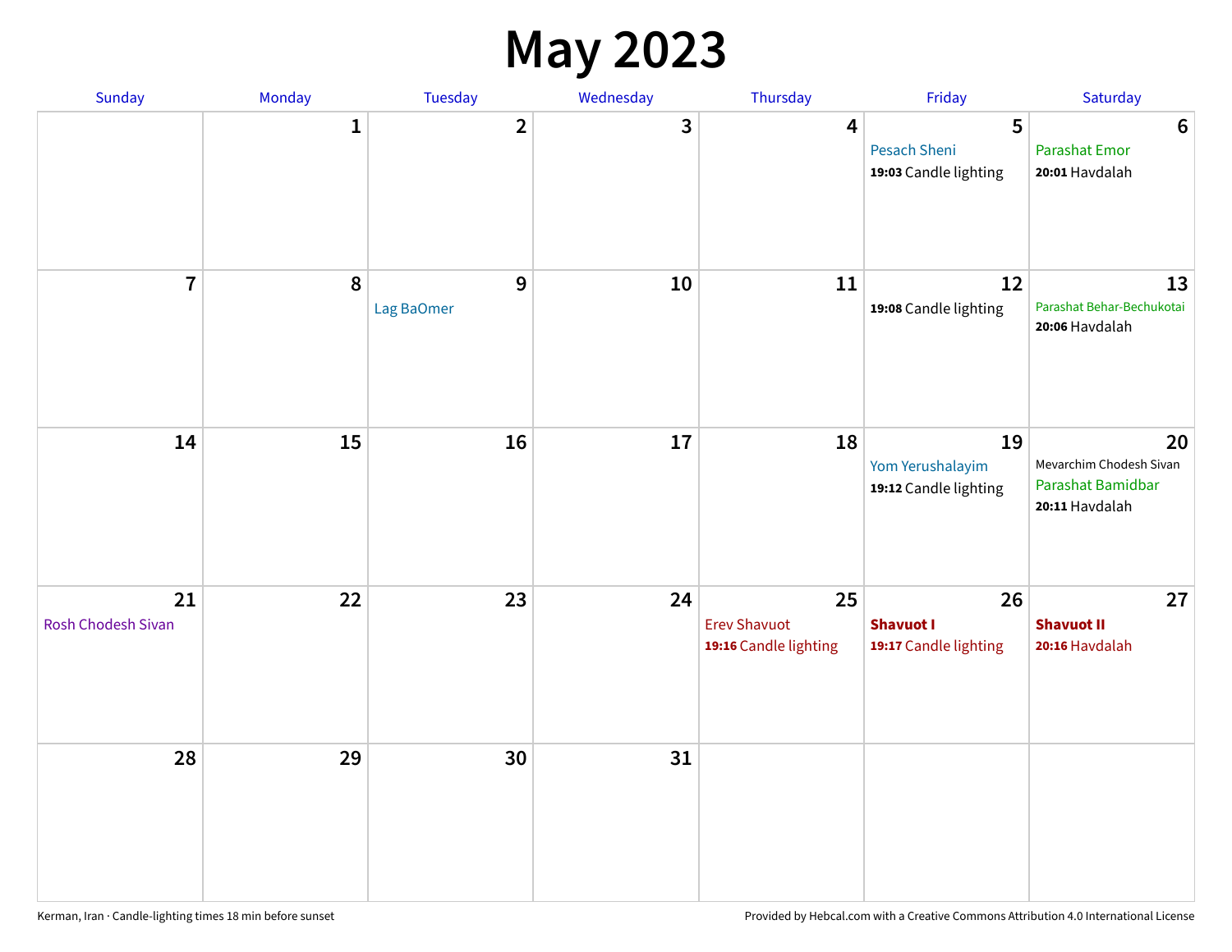# May 2023

| Sunday | Monday | Tuesday | Wednesday | Thursday | Friday | Saturday |
|---|---|---|---|---|---|---|
| | 1 | 2 | 3 | 4 | 5<br>Pesach Sheni<br>**19:03** Candle lighting | 6<br>Parashat Emor<br>**20:01** Havdalah |
| 7 | 8 | 9<br>Lag BaOmer | 10 | 11 | 12<br>**19:08** Candle lighting | 13<br>Parashat Behar-Bechukotai<br>**20:06** Havdalah |
| 14 | 15 | 16 | 17 | 18 | 19<br>Yom Yerushalayim<br>**19:12** Candle lighting | 20<br>Mevarchim Chodesh Sivan<br>Parashat Bamidbar<br>**20:11** Havdalah |
| 21<br>Rosh Chodesh Sivan | 22 | 23 | 24 | 25<br>Erev Shavuot<br>**19:16** Candle lighting | 26<br>**Shavuot I**<br>**19:17** Candle lighting | 27<br>**Shavuot II**<br>**20:16** Havdalah |
| 28 | 29 | 30 | 31 | | | |

Kerman, Iran · Candle-lighting times 18 min before sunset

Provided by Hebcal.com with a Creative Commons Attribution 4.0 International License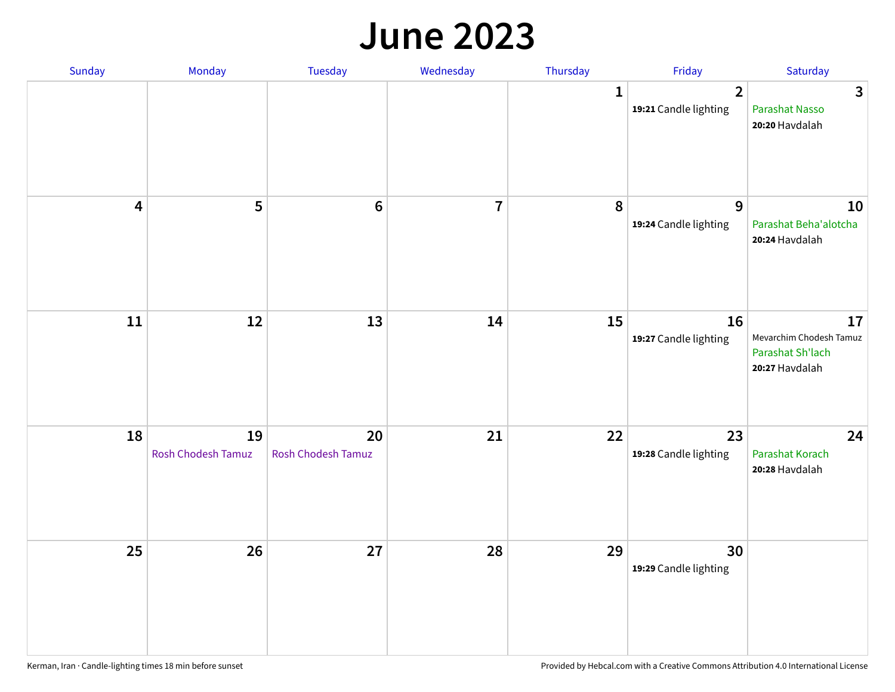# June 2023

| Sunday | Monday | Tuesday | Wednesday | Thursday | Friday | Saturday |
|---|---|---|---|---|---|---|
| | | | | 1 | 2<br>**19:21** Candle lighting | 3<br>Parashat Nasso<br>**20:20** Havdalah |
| 4 | 5 | 6 | 7 | 8 | 9<br>**19:24** Candle lighting | 10<br>Parashat Beha'alotcha<br>**20:24** Havdalah |
| 11 | 12 | 13 | 14 | 15 | 16<br>**19:27** Candle lighting | 17<br>Mevarchim Chodesh Tamuz<br>Parashat Sh'lach<br>**20:27** Havdalah |
| 18 | 19<br>Rosh Chodesh Tamuz | 20<br>Rosh Chodesh Tamuz | 21 | 22 | 23<br>**19:28** Candle lighting | 24<br>Parashat Korach<br>**20:28** Havdalah |
| 25 | 26 | 27 | 28 | 29 | 30<br>**19:29** Candle lighting | |

Kerman, Iran · Candle-lighting times 18 min before sunset

Provided by Hebcal.com with a Creative Commons Attribution 4.0 International License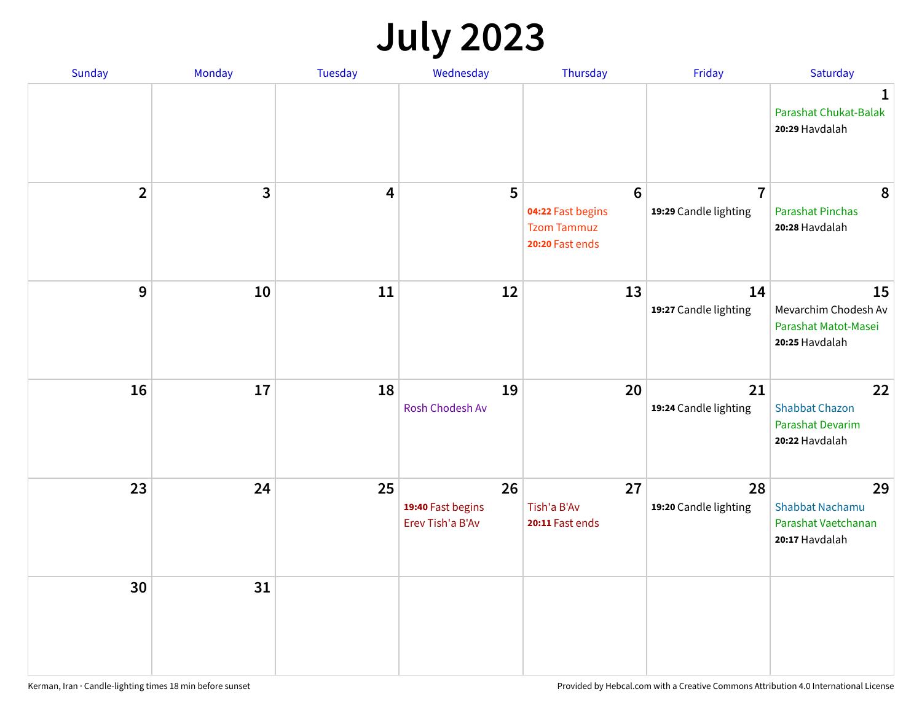# July 2023

| Sunday | Monday | Tuesday | Wednesday | Thursday | Friday | Saturday |
|---|---|---|---|---|---|---|
| | | | | | | 1 Parashat Chukat-Balak **20:29** Havdalah |
| 2 | 3 | 4 | 5 | 6 **04:22** Fast begins Tzom Tammuz **20:20** Fast ends | 7 **19:29** Candle lighting | 8 Parashat Pinchas **20:28** Havdalah |
| 9 | 10 | 11 | 12 | 13 | 14 **19:27** Candle lighting | 15 Mevarchim Chodesh Av Parashat Matot-Masei **20:25** Havdalah |
| 16 | 17 | 18 | 19 Rosh Chodesh Av | 20 | 21 **19:24** Candle lighting | 22 Shabbat Chazon Parashat Devarim **20:22** Havdalah |
| 23 | 24 | 25 | 26 **19:40** Fast begins Erev Tish'a B'Av | 27 Tish'a B'Av **20:11** Fast ends | 28 **19:20** Candle lighting | 29 Shabbat Nachamu Parashat Vaetchanan **20:17** Havdalah |
| 30 | 31 | | | | | |

Kerman, Iran · Candle-lighting times 18 min before sunset

Provided by Hebcal.com with a Creative Commons Attribution 4.0 International License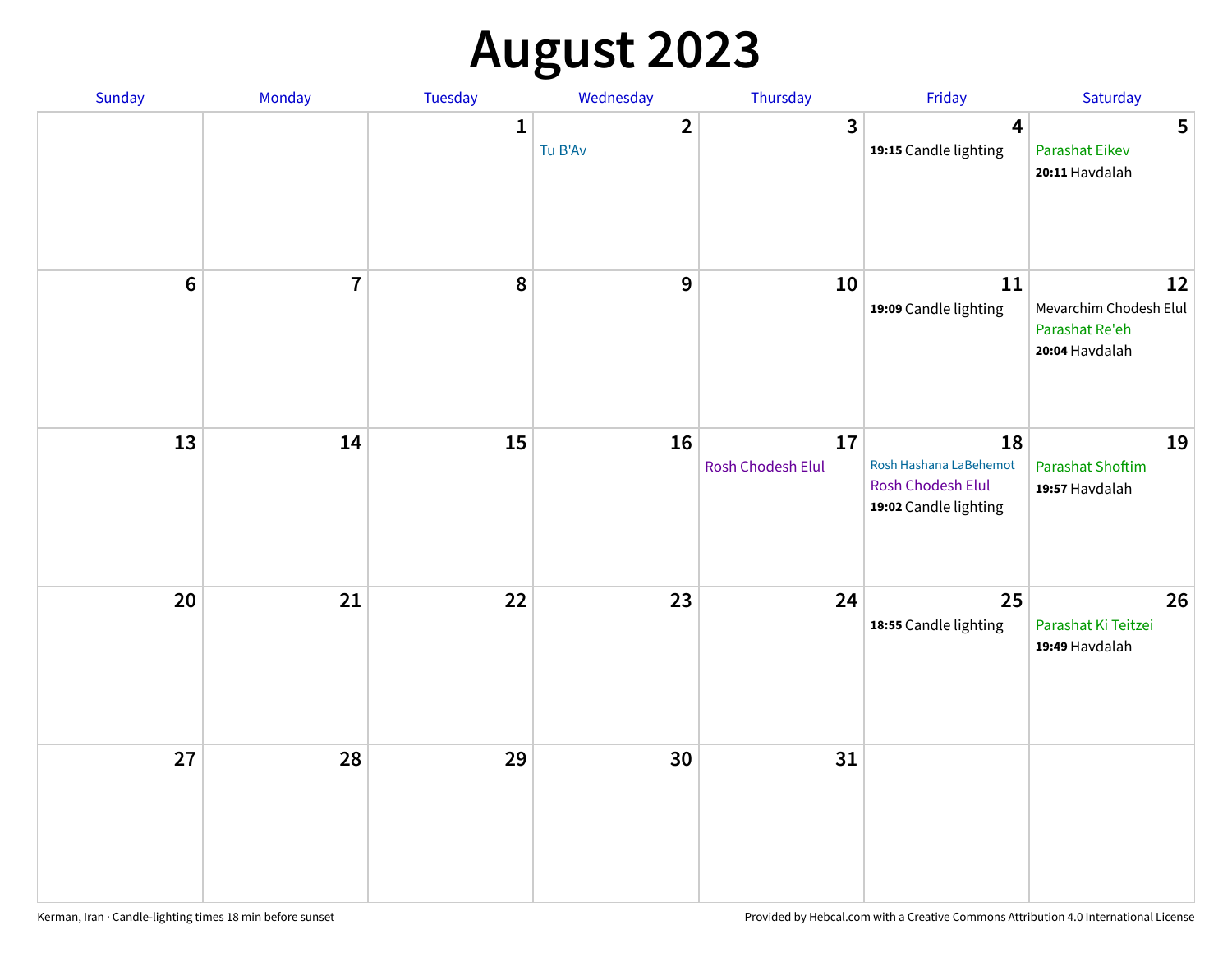# August 2023

| Sunday | Monday | Tuesday | Wednesday | Thursday | Friday | Saturday |
|---|---|---|---|---|---|---|
| | | 1 | 2<br>Tu B'Av | 3 | 4<br>**19:15** Candle lighting | 5<br>Parashat Eikev<br>**20:11** Havdalah |
| 6 | 7 | 8 | 9 | 10 | 11<br>**19:09** Candle lighting | 12<br>Mevarchim Chodesh Elul<br>Parashat Re'eh<br>**20:04** Havdalah |
| 13 | 14 | 15 | 16 | 17<br>Rosh Chodesh Elul | 18<br>Rosh Hashana LaBehemot<br>Rosh Chodesh Elul<br>**19:02** Candle lighting | 19<br>Parashat Shoftim<br>**19:57** Havdalah |
| 20 | 21 | 22 | 23 | 24 | 25<br>**18:55** Candle lighting | 26<br>Parashat Ki Teitzei<br>**19:49** Havdalah |
| 27 | 28 | 29 | 30 | 31 | | |

Kerman, Iran · Candle-lighting times 18 min before sunset

Provided by Hebcal.com with a Creative Commons Attribution 4.0 International License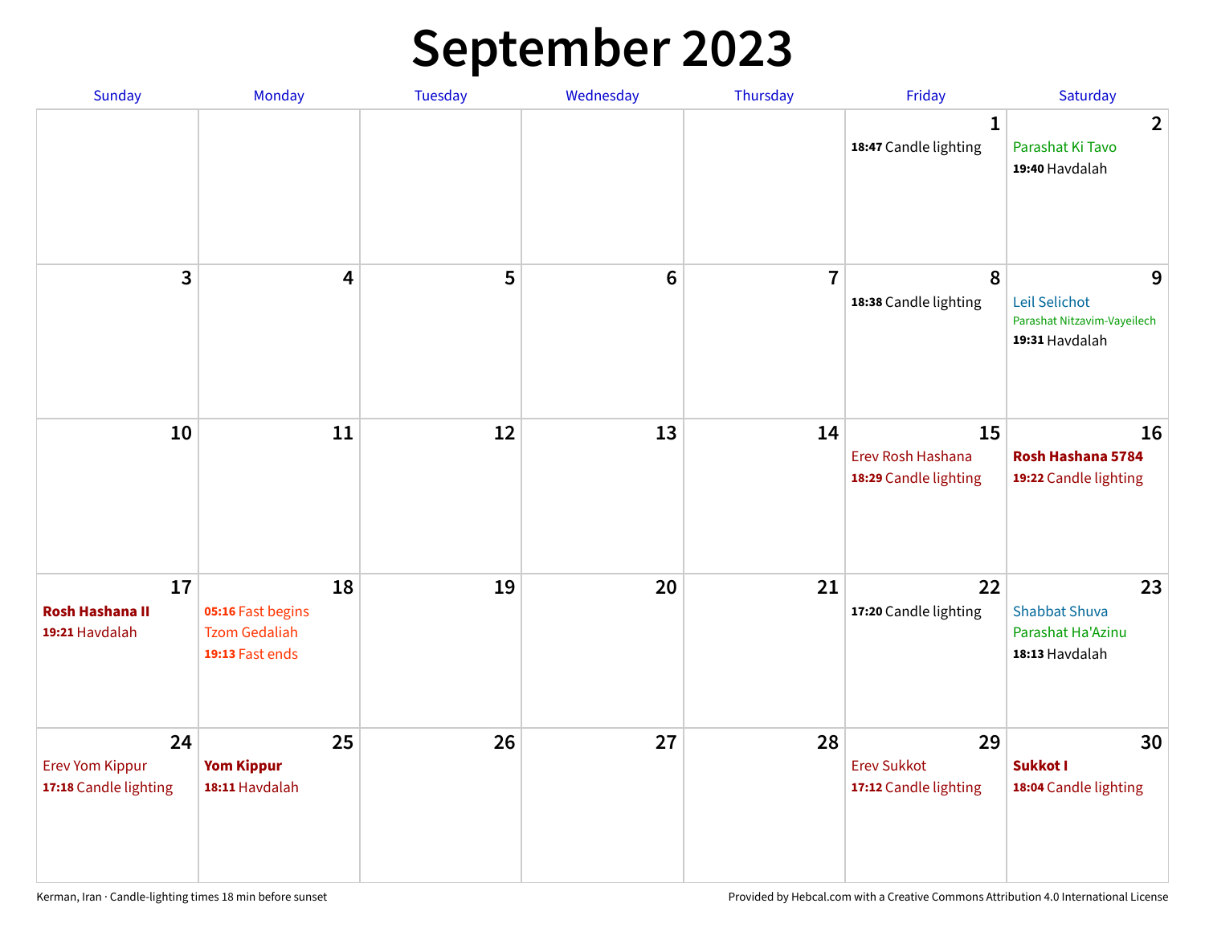# September 2023

| Sunday | Monday | Tuesday | Wednesday | Thursday | Friday | Saturday |
|---|---|---|---|---|---|---|
| | | | | | 1<br>**18:47** Candle lighting | 2<br>Parashat Ki Tavo<br>**19:40** Havdalah |
| 3 | 4 | 5 | 6 | 7 | 8<br>**18:38** Candle lighting | 9<br>Leil Selichot<br>Parashat Nitzavim-Vayeilech<br>**19:31** Havdalah |
| 10 | 11 | 12 | 13 | 14 | 15<br>Erev Rosh Hashana<br>**18:29** Candle lighting | 16<br>**Rosh Hashana 5784**<br>**19:22** Candle lighting |
| 17<br>**Rosh Hashana II**<br>**19:21** Havdalah | 18<br>**05:16** Fast begins<br>Tzom Gedaliah<br>**19:13** Fast ends | 19 | 20 | 21 | 22<br>**17:20** Candle lighting | 23<br>Shabbat Shuva<br>Parashat Ha'Azinu<br>**18:13** Havdalah |
| 24<br>Erev Yom Kippur<br>**17:18** Candle lighting | 25<br>**Yom Kippur**<br>**18:11** Havdalah | 26 | 27 | 28 | 29<br>Erev Sukkot<br>**17:12** Candle lighting | 30<br>**Sukkot I**<br>**18:04** Candle lighting |

Kerman, Iran · Candle-lighting times 18 min before sunset

Provided by Hebcal.com with a Creative Commons Attribution 4.0 International License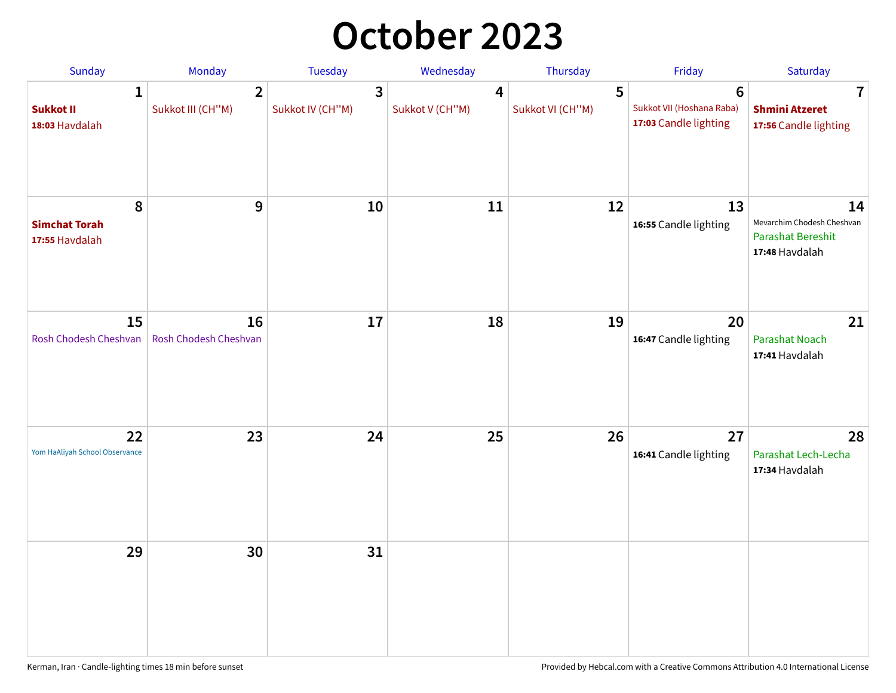# October 2023

| Sunday | Monday | Tuesday | Wednesday | Thursday | Friday | Saturday |
| --- | --- | --- | --- | --- | --- | --- |
| 1 **Sukkot II** **18:03** Havdalah | 2 Sukkot III (CH''M) | 3 Sukkot IV (CH''M) | 4 Sukkot V (CH''M) | 5 Sukkot VI (CH''M) | 6 Sukkot VII (Hoshana Raba) **17:03** Candle lighting | 7 **Shmini Atzeret** **17:56** Candle lighting |
| 8 **Simchat Torah** **17:55** Havdalah | 9 | 10 | 11 | 12 | 13 **16:55** Candle lighting | 14 Mevarchim Chodesh Cheshvan Parashat Bereshit **17:48** Havdalah |
| 15 Rosh Chodesh Cheshvan | 16 Rosh Chodesh Cheshvan | 17 | 18 | 19 | 20 **16:47** Candle lighting | 21 Parashat Noach **17:41** Havdalah |
| 22 Yom HaAliyah School Observance | 23 | 24 | 25 | 26 | 27 **16:41** Candle lighting | 28 Parashat Lech-Lecha **17:34** Havdalah |
| 29 | 30 | 31 | | | | |

Kerman, Iran · Candle-lighting times 18 min before sunset

Provided by Hebcal.com with a Creative Commons Attribution 4.0 International License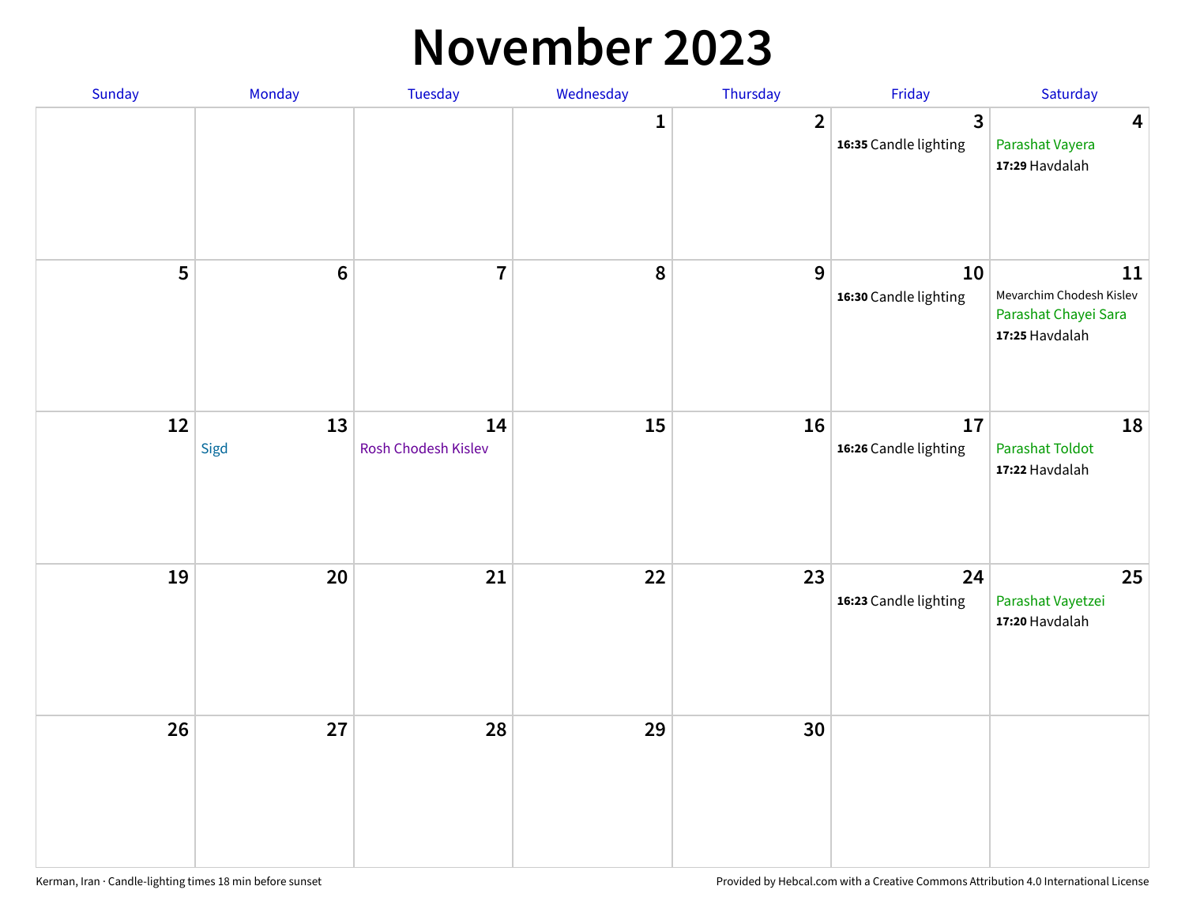# November 2023

| Sunday | Monday | Tuesday | Wednesday | Thursday | Friday | Saturday |
|---|---|---|---|---|---|---|
| | | | 1 | 2 | 3<br>**16:35** Candle lighting | 4<br>Parashat Vayera<br>**17:29** Havdalah |
| 5 | 6 | 7 | 8 | 9 | 10<br>**16:30** Candle lighting | 11<br>Mevarchim Chodesh Kislev<br>Parashat Chayei Sara<br>**17:25** Havdalah |
| 12 | 13<br>Sigd | 14<br>Rosh Chodesh Kislev | 15 | 16 | 17<br>**16:26** Candle lighting | 18<br>Parashat Toldot<br>**17:22** Havdalah |
| 19 | 20 | 21 | 22 | 23 | 24<br>**16:23** Candle lighting | 25<br>Parashat Vayetzei<br>**17:20** Havdalah |
| 26 | 27 | 28 | 29 | 30 | | |

Kerman, Iran · Candle-lighting times 18 min before sunset

Provided by Hebcal.com with a Creative Commons Attribution 4.0 International License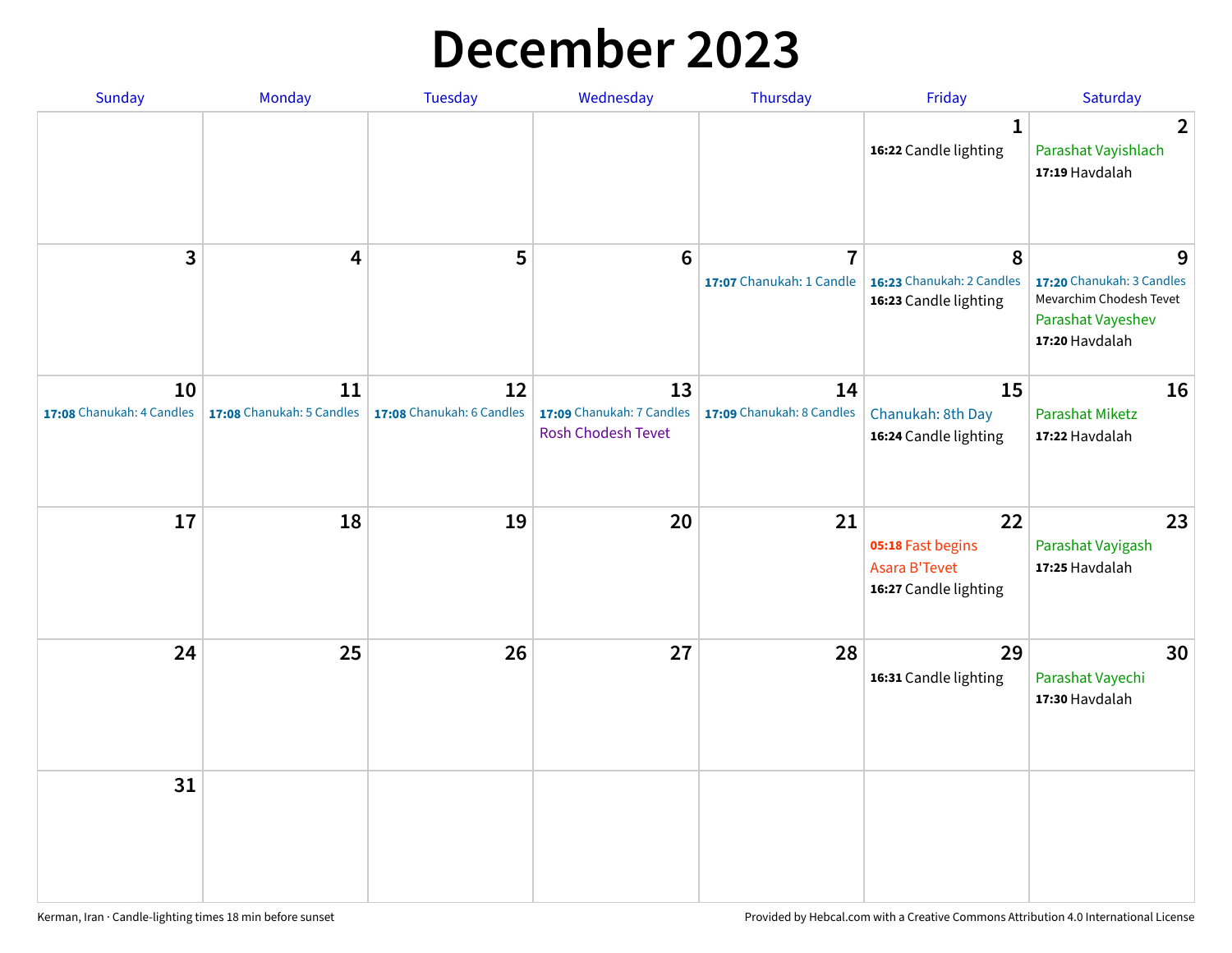# December 2023

| Sunday | Monday | Tuesday | Wednesday | Thursday | Friday | Saturday |
|---|---|---|---|---|---|---|
| | | | | | **1**<br>**16:22** Candle lighting | **2**<br>Parashat Vayishlach<br>**17:19** Havdalah |
| **3** | **4** | **5** | **6** | **7**<br>**17:07** Chanukah: 1 Candle | **8**<br>**16:23** Chanukah: 2 Candles<br>**16:23** Candle lighting | **9**<br>**17:20** Chanukah: 3 Candles<br>Mevarchim Chodesh Tevet<br>Parashat Vayeshev<br>**17:20** Havdalah |
| **10**<br>**17:08** Chanukah: 4 Candles | **11**<br>**17:08** Chanukah: 5 Candles | **12**<br>**17:08** Chanukah: 6 Candles | **13**<br>**17:09** Chanukah: 7 Candles<br>Rosh Chodesh Tevet | **14**<br>**17:09** Chanukah: 8 Candles | **15**<br>Chanukah: 8th Day<br>**16:24** Candle lighting | **16**<br>Parashat Miketz<br>**17:22** Havdalah |
| **17** | **18** | **19** | **20** | **21** | **22**<br>**05:18** Fast begins<br>Asara B'Tevet<br>**16:27** Candle lighting | **23**<br>Parashat Vayigash<br>**17:25** Havdalah |
| **24** | **25** | **26** | **27** | **28** | **29**<br>**16:31** Candle lighting | **30**<br>Parashat Vayechi<br>**17:30** Havdalah |
| **31** | | | | | | |

Kerman, Iran · Candle-lighting times 18 min before sunset

Provided by Hebcal.com with a Creative Commons Attribution 4.0 International License